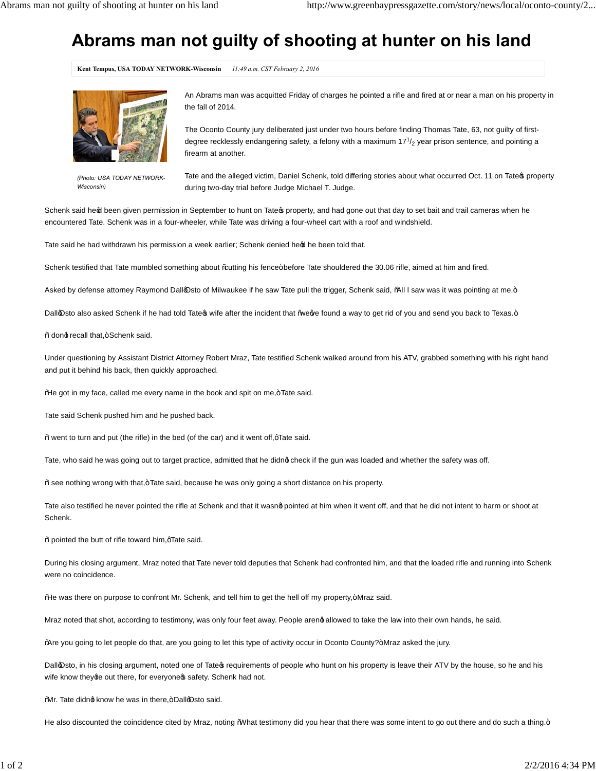# Abrams man not guilty of shooting at hunter on his land

**Kent Tempus, USA TODAY NETWORK-Wisconsin** *11:49 a.m. CST February 2, 2016*

(Photo: USA TODAY NETWORK-Wisconsin)

An Abrams man was acquitted Friday of charges he pointed a rifle and fired at or near a man on his property in the fall of 2014.

The Oconto County jury deliberated just under two hours before finding Thomas Tate, 63, not guilty of first-degree recklessly endangering safety, a felony with a maximum $17^1/_2$ year prison sentence, and pointing a firearm at another.

Tate and the alleged victim, Daniel Schenk, told differing stories about what occurred Oct. 11 on Tate's property during two-day trial before Judge Michael T. Judge.

Schenk said he'd been given permission in September to hunt on Tate's property, and had gone out that day to set bait and trail cameras when he encountered Tate. Schenk was in a four-wheeler, while Tate was driving a four-wheel cart with a roof and windshield.

Tate said he had withdrawn his permission a week earlier; Schenk denied he'd he been told that.

Schenk testified that Tate mumbled something about "cutting his fence" before Tate shouldered the 30.06 rifle, aimed at him and fired.

Asked by defense attorney Raymond Dall'Osto of Milwaukee if he saw Tate pull the trigger, Schenk said, "All I saw was it was pointing at me."

Dall'Osto also asked Schenk if he had told Tate's wife after the incident that "we've found a way to get rid of you and send you back to Texas."

"I don't recall that," Schenk said.

Under questioning by Assistant District Attorney Robert Mraz, Tate testified Schenk walked around from his ATV, grabbed something with his right hand and put it behind his back, then quickly approached.

"He got in my face, called me every name in the book and spit on me," Tate said.

Tate said Schenk pushed him and he pushed back.

"I went to turn and put (the rifle) in the bed (of the car) and it went off," Tate said.

Tate, who said he was going out to target practice, admitted that he didn't check if the gun was loaded and whether the safety was off.

"I see nothing wrong with that," Tate said, because he was only going a short distance on his property.

Tate also testified he never pointed the rifle at Schenk and that it wasn't pointed at him when it went off, and that he did not intent to harm or shoot at Schenk.

"I pointed the butt of rifle toward him," Tate said.

During his closing argument, Mraz noted that Tate never told deputies that Schenk had confronted him, and that the loaded rifle and running into Schenk were no coincidence.

"He was there on purpose to confront Mr. Schenk, and tell him to get the hell off my property," Mraz said.

Mraz noted that shot, according to testimony, was only four feet away. People aren't allowed to take the law into their own hands, he said.

"Are you going to let people do that, are you going to let this type of activity occur in Oconto County?" Mraz asked the jury.

Dall'Osto, in his closing argument, noted one of Tate's requirements of people who hunt on his property is leave their ATV by the house, so he and his wife know they're out there, for everyone's safety. Schenk had not.

"Mr. Tate didn't know he was in there," Dall'Osto said.

He also discounted the coincidence cited by Mraz, noting "What testimony did you hear that there was some intent to go out there and do such a thing."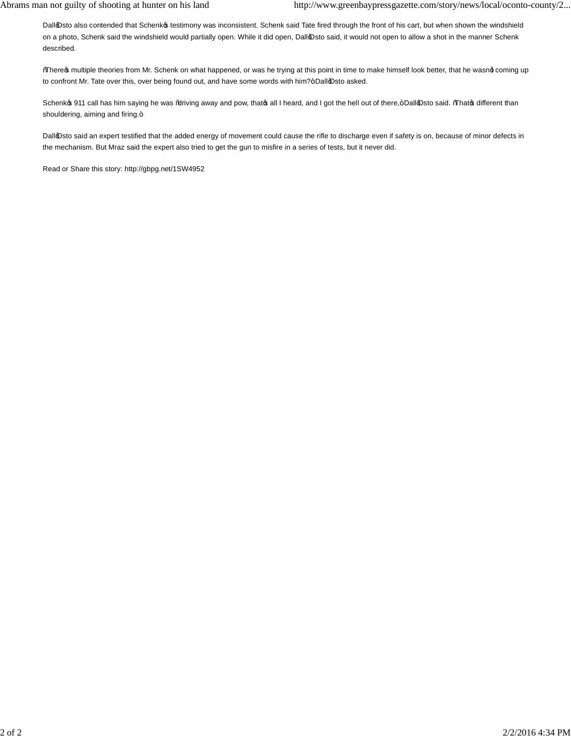DallóOsto also contended that Schenkós testimony was inconsistent. Schenk said Tate fired through the front of his cart, but when shown the windshield on a photo, Schenk said the windshield would partially open. While it did open, DallóOsto said, it would not open to allow a shot in the manner Schenk described.

õThereós multiple theories from Mr. Schenk on what happened, or was he trying at this point in time to make himself look better, that he wasnót coming up to confront Mr. Tate over this, over being found out, and have some words with him?ö DallóOsto asked.

Schenkós 911 call has him saying he was õdriving away and pow, thatós all I heard, and I got the hell out of there,ö DallóOsto said. õThatós different than shouldering, aiming and firing.ö

DallóOsto said an expert testified that the added energy of movement could cause the rifle to discharge even if safety is on, because of minor defects in the mechanism. But Mraz said the expert also tried to get the gun to misfire in a series of tests, but it never did.

Read or Share this story: http://gbpg.net/1SW4952